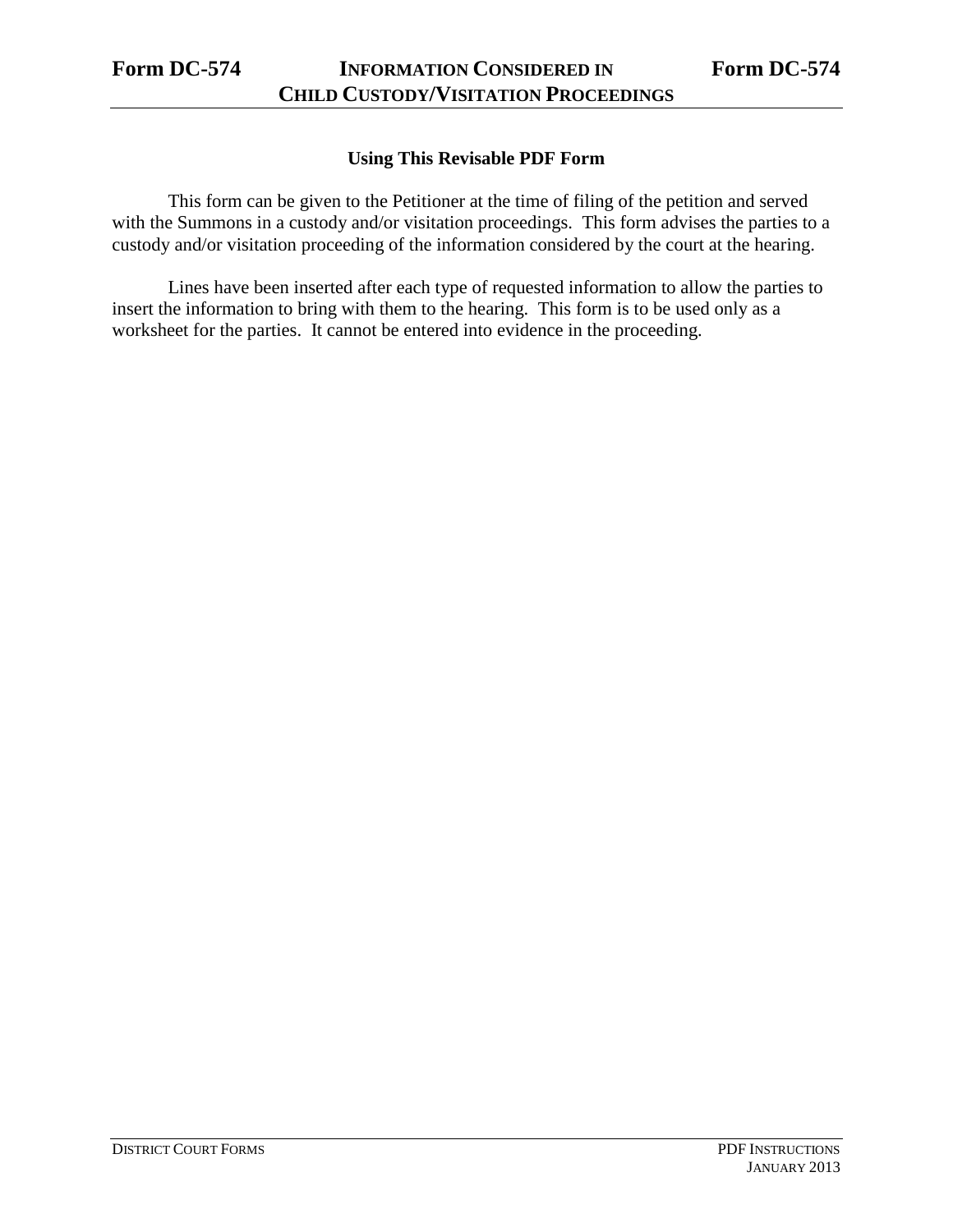# Form DC-574 — INFORMATION CONSIDERED IN CHILD CUSTODY/VISITATION PROCEEDINGS — Form DC-574

## Using This Revisable PDF Form

This form can be given to the Petitioner at the time of filing of the petition and served with the Summons in a custody and/or visitation proceedings. This form advises the parties to a custody and/or visitation proceeding of the information considered by the court at the hearing.

Lines have been inserted after each type of requested information to allow the parties to insert the information to bring with them to the hearing. This form is to be used only as a worksheet for the parties. It cannot be entered into evidence in the proceeding.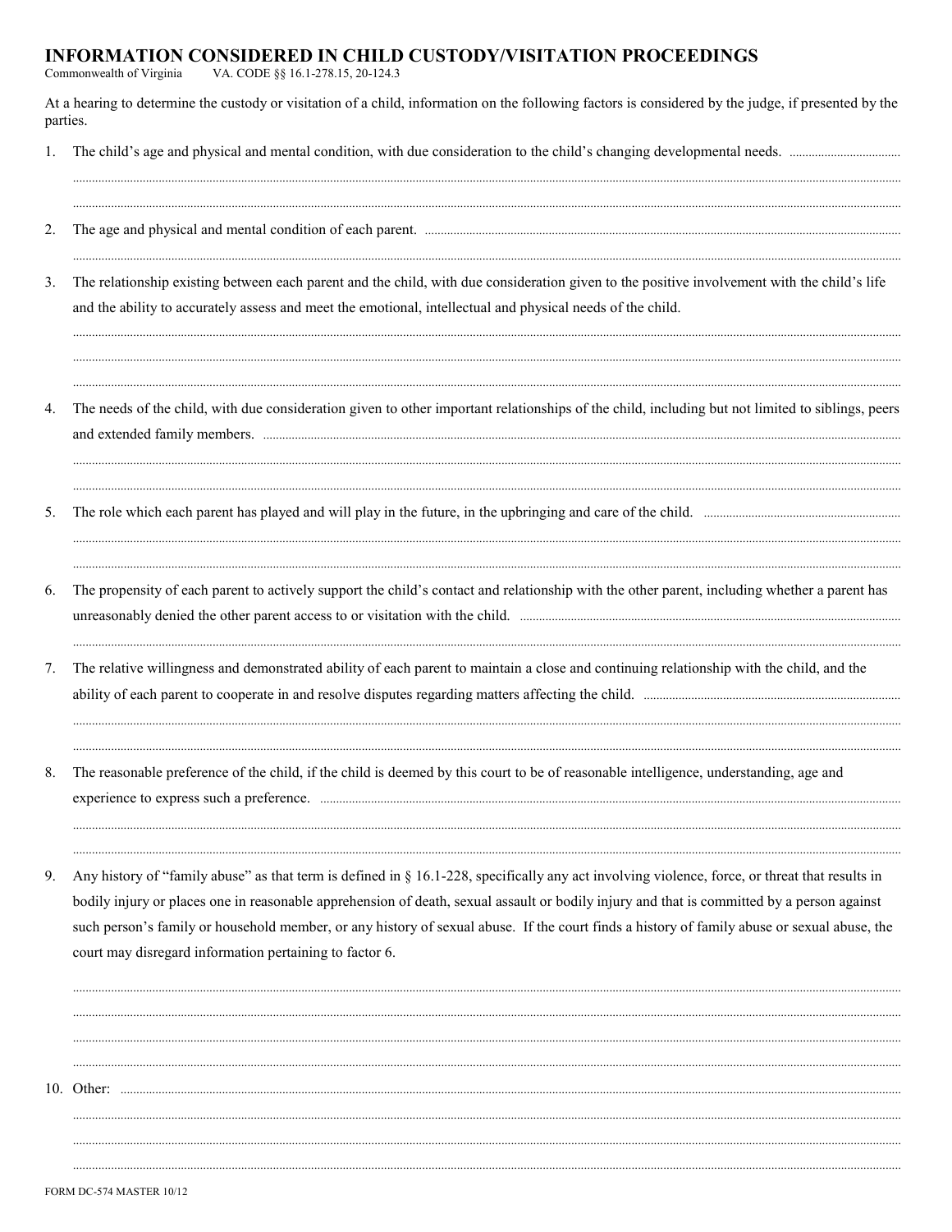# INFORMATION CONSIDERED IN CHILD CUSTODY/VISITATION PROCEEDINGS

Commonwealth of Virginia VA. CODE §§ 16.1-278.15, 20-124.3

At a hearing to determine the custody or visitation of a child, information on the following factors is considered by the judge, if presented by the parties.

1. The child's age and physical and mental condition, with due consideration to the child's changing developmental needs. ..................................

2. The age and physical and mental condition of each parent. ..................................

3. The relationship existing between each parent and the child, with due consideration given to the positive involvement with the child's life and the ability to accurately assess and meet the emotional, intellectual and physical needs of the child.

4. The needs of the child, with due consideration given to other important relationships of the child, including but not limited to siblings, peers and extended family members. ..................................

5. The role which each parent has played and will play in the future, in the upbringing and care of the child. ..................................

6. The propensity of each parent to actively support the child's contact and relationship with the other parent, including whether a parent has unreasonably denied the other parent access to or visitation with the child. ..................................

7. The relative willingness and demonstrated ability of each parent to maintain a close and continuing relationship with the child, and the ability of each parent to cooperate in and resolve disputes regarding matters affecting the child. ..................................

8. The reasonable preference of the child, if the child is deemed by this court to be of reasonable intelligence, understanding, age and experience to express such a preference. ..................................

9. Any history of "family abuse" as that term is defined in § 16.1-228, specifically any act involving violence, force, or threat that results in bodily injury or places one in reasonable apprehension of death, sexual assault or bodily injury and that is committed by a person against such person's family or household member, or any history of sexual abuse. If the court finds a history of family abuse or sexual abuse, the court may disregard information pertaining to factor 6.

10. Other: ..................................

FORM DC-574 MASTER 10/12